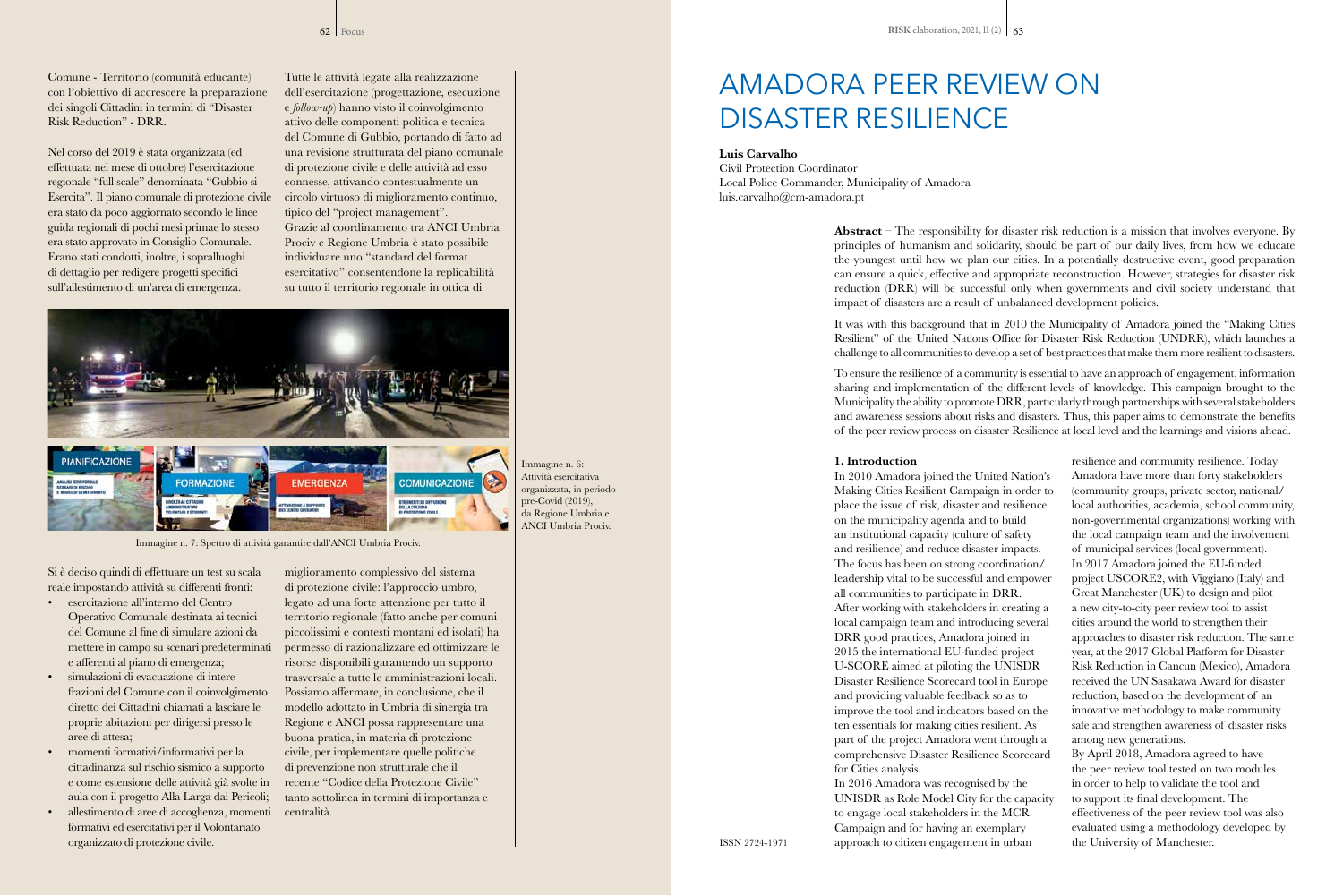Comune - Territorio (comunità educante) con l'obiettivo di accrescere la preparazione dei singoli Cittadini in termini di "Disaster Risk Reduction" - DRR.

Nel corso del 2019 è stata organizzata (ed effettuata nel mese di ottobre) l'esercitazione regionale "full scale" denominata "Gubbio si Esercita". Il piano comunale di protezione civile era stato da poco aggiornato secondo le linee guida regionali di pochi mesi primae lo stesso era stato approvato in Consiglio Comunale. Erano stati condotti, inoltre, i sopralluoghi di dettaglio per redigere progetti specifici sull'allestimento di un'area di emergenza.

Tutte le attività legate alla realizzazione dell'esercitazione (progettazione, esecuzione e *follow-up*) hanno visto il coinvolgimento attivo delle componenti politica e tecnica del Comune di Gubbio, portando di fatto ad una revisione strutturata del piano comunale di protezione civile e delle attività ad esso connesse, attivando contestualmente un circolo virtuoso di miglioramento continuo, tipico del "project management". Grazie al coordinamento tra ANCI Umbria Prociv e Regione Umbria è stato possibile individuare uno "standard del format esercitativo" consentendone la replicabilità su tutto il territorio regionale in ottica di

Immagine n. 6: Attività esercitativa organizzata, in periodo pre-Covid (2019), da Regione Umbria e ANCI Umbria Prociv.

Immagine n. 7: Spettro di attività garantire dall'ANCI Umbria Prociv.

Si è deciso quindi di effettuare un test su scala reale impostando attività su differenti fronti:

- esercitazione all'interno del Centro Operativo Comunale destinata ai tecnici del Comune al fine di simulare azioni da mettere in campo su scenari predeterminati e afferenti al piano di emergenza;
- simulazioni di evacuazione di intere frazioni del Comune con il coinvolgimento diretto dei Cittadini chiamati a lasciare le proprie abitazioni per dirigersi presso le aree di attesa;
- momenti formativi/informativi per la cittadinanza sul rischio sismico a supporto e come estensione delle attività già svolte in aula con il progetto Alla Larga dai Pericoli;
- allestimento di aree di accoglienza, momenti formativi ed esercitativi per il Volontariato organizzato di protezione civile.

miglioramento complessivo del sistema di protezione civile: l'approccio umbro, legato ad una forte attenzione per tutto il territorio regionale (fatto anche per comuni piccolissimi e contesti montani ed isolati) ha permesso di razionalizzare ed ottimizzare le risorse disponibili garantendo un supporto trasversale a tutte le amministrazioni locali. Possiamo affermare, in conclusione, che il modello adottato in Umbria di sinergia tra Regione e ANCI possa rappresentare una buona pratica, in materia di protezione civile, per implementare quelle politiche di prevenzione non strutturale che il recente "Codice della Protezione Civile" tanto sottolinea in termini di importanza e centralità.

# AMADORA PEER REVIEW ON DISASTER RESILIENCE

**Luis Carvalho**
Civil Protection Coordinator
Local Police Commander, Municipality of Amadora
luis.carvalho@cm-amadora.pt

**Abstract** – The responsibility for disaster risk reduction is a mission that involves everyone. By principles of humanism and solidarity, should be part of our daily lives, from how we educate the youngest until how we plan our cities. In a potentially destructive event, good preparation can ensure a quick, effective and appropriate reconstruction. However, strategies for disaster risk reduction (DRR) will be successful only when governments and civil society understand that impact of disasters are a result of unbalanced development policies.

It was with this background that in 2010 the Municipality of Amadora joined the "Making Cities Resilient" of the United Nations Office for Disaster Risk Reduction (UNDRR), which launches a challenge to all communities to develop a set of best practices that make them more resilient to disasters.

To ensure the resilience of a community is essential to have an approach of engagement, information sharing and implementation of the different levels of knowledge. This campaign brought to the Municipality the ability to promote DRR, particularly through partnerships with several stakeholders and awareness sessions about risks and disasters. Thus, this paper aims to demonstrate the benefits of the peer review process on disaster Resilience at local level and the learnings and visions ahead.

## 1. Introduction

In 2010 Amadora joined the United Nation's Making Cities Resilient Campaign in order to place the issue of risk, disaster and resilience on the municipality agenda and to build an institutional capacity (culture of safety and resilience) and reduce disaster impacts. The focus has been on strong coordination/leadership vital to be successful and empower all communities to participate in DRR. After working with stakeholders in creating a local campaign team and introducing several DRR good practices, Amadora joined in 2015 the international EU-funded project U-SCORE aimed at piloting the UNISDR Disaster Resilience Scorecard tool in Europe and providing valuable feedback so as to improve the tool and indicators based on the ten essentials for making cities resilient. As part of the project Amadora went through a comprehensive Disaster Resilience Scorecard for Cities analysis.

In 2016 Amadora was recognised by the UNISDR as Role Model City for the capacity to engage local stakeholders in the MCR Campaign and for having an exemplary approach to citizen engagement in urban resilience and community resilience. Today Amadora have more than forty stakeholders (community groups, private sector, national/local authorities, academia, school community, non-governmental organizations) working with the local campaign team and the involvement of municipal services (local government).

In 2017 Amadora joined the EU-funded project USCORE2, with Viggiano (Italy) and Great Manchester (UK) to design and pilot a new city-to-city peer review tool to assist cities around the world to strengthen their approaches to disaster risk reduction. The same year, at the 2017 Global Platform for Disaster Risk Reduction in Cancun (Mexico), Amadora received the UN Sasakawa Award for disaster reduction, based on the development of an innovative methodology to make community safe and strengthen awareness of disaster risks among new generations.

By April 2018, Amadora agreed to have the peer review tool tested on two modules in order to help to validate the tool and to support its final development. The effectiveness of the peer review tool was also evaluated using a methodology developed by the University of Manchester.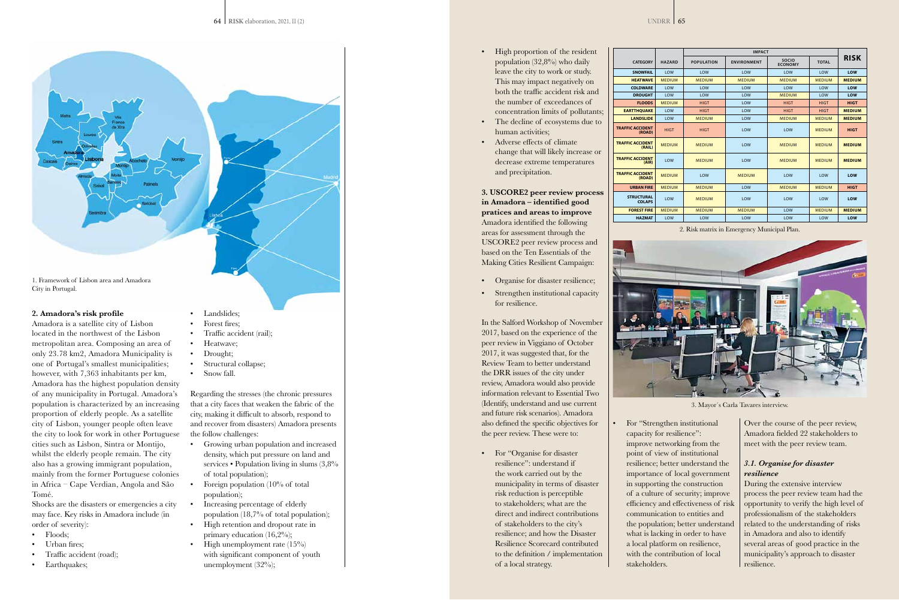1. Framework of Lisbon area and Amadora City in Portugal.

**2. Amadora's risk profile**

Amadora is a satellite city of Lisbon located in the northwest of the Lisbon metropolitan area. Composing an area of only 23.78 km2, Amadora Municipality is one of Portugal's smallest municipalities; however, with 7,363 inhabitants per km, Amadora has the highest population density of any municipality in Portugal. Amadora's population is characterized by an increasing proportion of elderly people. As a satellite city of Lisbon, younger people often leave the city to look for work in other Portuguese cities such as Lisbon, Sintra or Montijo, whilst the elderly people remain. The city also has a growing immigrant population, mainly from the former Portuguese colonies in Africa – Cape Verdian, Angola and São Tomé.

Shocks are the disasters or emergencies a city may face. Key risks in Amadora include (in order of severity):

- Floods;
- Urban fires;
- Traffic accident (road);
- Earthquakes;
- Landslides;
- Forest fires;
- Traffic accident (rail);
- Heatwave;
- Drought;
- Structural collapse;
- Snow fall.

Regarding the stresses (the chronic pressures that a city faces that weaken the fabric of the city, making it difficult to absorb, respond to and recover from disasters) Amadora presents the follow challenges:

- Growing urban population and increased density, which put pressure on land and services • Population living in slums (3,8% of total population);
- Foreign population (10% of total population);
- Increasing percentage of elderly population (18,7% of total population);
- High retention and dropout rate in primary education (16,2%);
- High unemployment rate (15%) with significant component of youth unemployment (32%);
- High proportion of the resident population (32,8%) who daily leave the city to work or study. This may impact negatively on both the traffic accident risk and the number of exceedances of concentration limits of pollutants;
- The decline of ecosystems due to human activities;
- Adverse effects of climate change that will likely increase or decrease extreme temperatures and precipitation.

**3. USCORE2 peer review process in Amadora – identified good pratices and areas to improve**

Amadora identified the following areas for assessment through the USCORE2 peer review process and based on the Ten Essentials of the Making Cities Resilient Campaign:

- Organise for disaster resilience;
- Strengthen institutional capacity for resilience.

In the Salford Workshop of November 2017, based on the experience of the peer review in Viggiano of October 2017, it was suggested that, for the Review Team to better understand the DRR issues of the city under review, Amadora would also provide information relevant to Essential Two (Identify, understand and use current and future risk scenarios). Amadora also defined the specific objectives for the peer review. These were to:

- For "Organise for disaster resilience": understand if the work carried out by the municipality in terms of disaster risk reduction is perceptible to stakeholders; what are the direct and indirect contributions of stakeholders to the city's resilience; and how the Disaster Resilience Scorecard contributed to the definition / implementation of a local strategy.
- For "Strengthen institutional capacity for resilience": improve networking from the point of view of institutional resilience; better understand the importance of local government in supporting the construction of a culture of security; improve efficiency and effectiveness of risk communication to entities and the population; better understand what is lacking in order to have a local platform on resilience, with the contribution of local stakeholders.

| CATEGORY | HAZARD | IMPACT | | | | RISK |
|---|---|---|---|---|---|---|
| | | POPULATION | ENVIRONMENT | SOCIO ECONOMY | TOTAL | |
| SNOWFAIL | LOW | LOW | LOW | LOW | LOW | LOW |
| HEATWAVE | MEDIUM | MEDIUM | MEDIUM | MEDIUM | MEDIUM | MEDIUM |
| COLDWARE | LOW | LOW | LOW | LOW | LOW | LOW |
| DROUGHT | LOW | LOW | LOW | MEDIUM | LOW | LOW |
| FLOODS | MEDIUM | HIGT | LOW | HIGT | HIGT | HIGT |
| EARTTHQUAKE | LOW | HIGT | LOW | HIGT | HIGT | MEDIUM |
| LANDSLIDE | LOW | MEDIUM | LOW | MEDIUM | MEDIUM | MEDIUM |
| TRAFFIC ACCIDENT (ROAD) | HIGT | HIGT | LOW | LOW | MEDIUM | HIGT |
| TRAFFIC ACCIDENT (RAIL) | MEDIUM | MEDIUM | LOW | MEDIUM | MEDIUM | MEDIUM |
| TRAFFIC ACCIDENT (AIR) | LOW | MEDIUM | LOW | MEDIUM | MEDIUM | MEDIUM |
| TRAFFIC ACCIDENT (ROAD) | MEDIUM | LOW | MEDIUM | LOW | LOW | LOW |
| URBAN FIRE | MEDIUM | MEDIUM | LOW | MEDIUM | MEDIUM | HIGT |
| STRUCTURAL COLAPS | LOW | MEDIUM | LOW | LOW | LOW | LOW |
| FOREST FIRE | MEDIUM | MEDIUM | MEDIUM | LOW | MEDIUM | MEDIUM |
| HAZMAT | LOW | LOW | LOW | LOW | LOW | LOW |

2. Risk matrix in Emergency Municipal Plan.

3. Mayor´s Carla Tavares interview.

Over the course of the peer review, Amadora fielded 22 stakeholders to meet with the peer review team.

### *3.1. Organise for disaster resilience*

During the extensive interview process the peer review team had the opportunity to verify the high level of professionalism of the stakeholders related to the understanding of risks in Amadora and also to identify several areas of good practice in the municipality's approach to disaster resilience.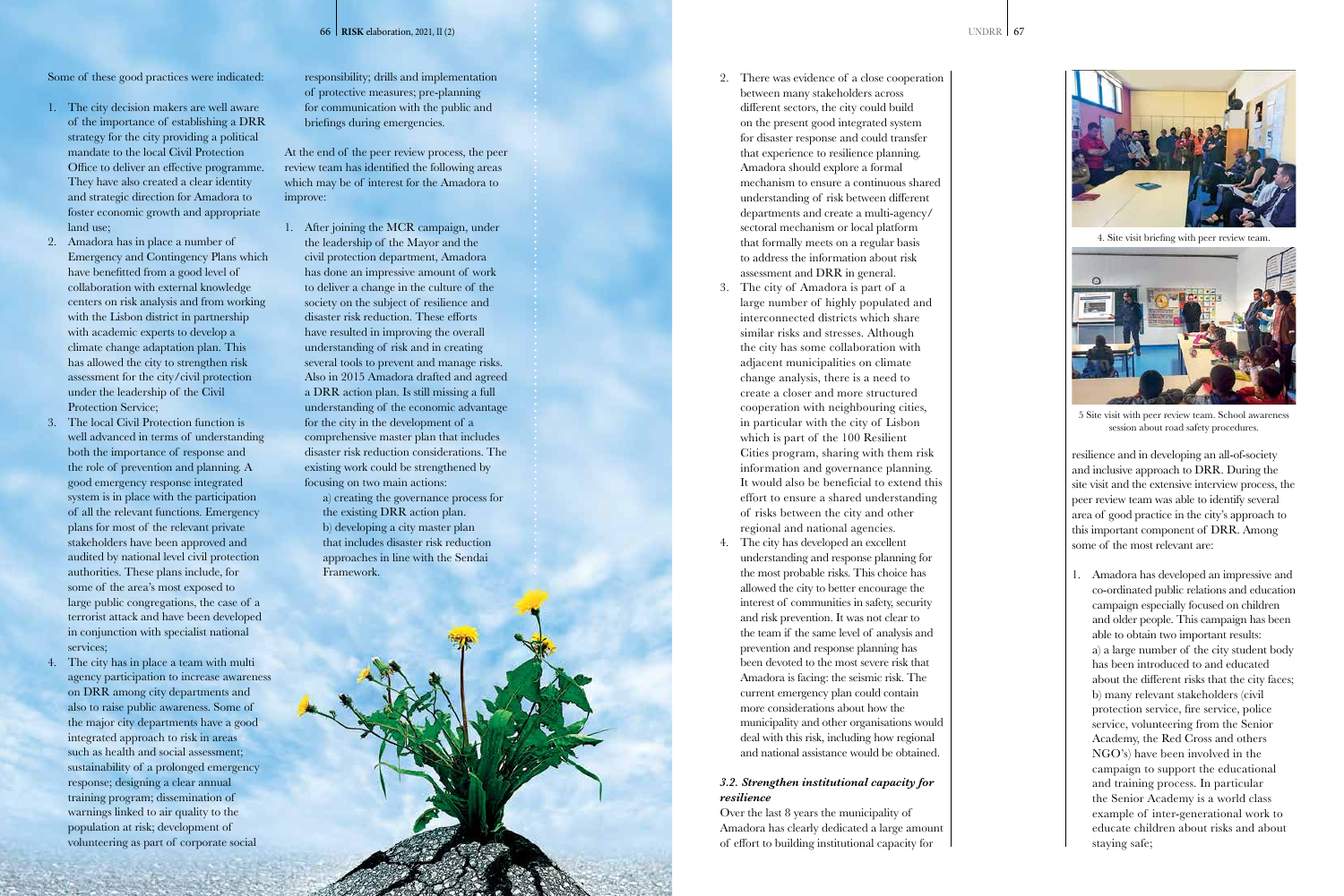Some of these good practices were indicated:

1. The city decision makers are well aware of the importance of establishing a DRR strategy for the city providing a political mandate to the local Civil Protection Office to deliver an effective programme. They have also created a clear identity and strategic direction for Amadora to foster economic growth and appropriate land use;
2. Amadora has in place a number of Emergency and Contingency Plans which have benefitted from a good level of collaboration with external knowledge centers on risk analysis and from working with the Lisbon district in partnership with academic experts to develop a climate change adaptation plan. This has allowed the city to strengthen risk assessment for the city/civil protection under the leadership of the Civil Protection Service;
3. The local Civil Protection function is well advanced in terms of understanding both the importance of response and the role of prevention and planning. A good emergency response integrated system is in place with the participation of all the relevant functions. Emergency plans for most of the relevant private stakeholders have been approved and audited by national level civil protection authorities. These plans include, for some of the area's most exposed to large public congregations, the case of a terrorist attack and have been developed in conjunction with specialist national services;
4. The city has in place a team with multi agency participation to increase awareness on DRR among city departments and also to raise public awareness. Some of the major city departments have a good integrated approach to risk in areas such as health and social assessment; sustainability of a prolonged emergency response; designing a clear annual training program; dissemination of warnings linked to air quality to the population at risk; development of volunteering as part of corporate social responsibility; drills and implementation of protective measures; pre-planning for communication with the public and briefings during emergencies.

At the end of the peer review process, the peer review team has identified the following areas which may be of interest for the Amadora to improve:

1. After joining the MCR campaign, under the leadership of the Mayor and the civil protection department, Amadora has done an impressive amount of work to deliver a change in the culture of the society on the subject of resilience and disaster risk reduction. These efforts have resulted in improving the overall understanding of risk and in creating several tools to prevent and manage risks. Also in 2015 Amadora drafted and agreed a DRR action plan. Is still missing a full understanding of the economic advantage for the city in the development of a comprehensive master plan that includes disaster risk reduction considerations. The existing work could be strengthened by focusing on two main actions:
   a) creating the governance process for the existing DRR action plan.
   b) developing a city master plan that includes disaster risk reduction approaches in line with the Sendai Framework.
2. There was evidence of a close cooperation between many stakeholders across different sectors, the city could build on the present good integrated system for disaster response and could transfer that experience to resilience planning. Amadora should explore a formal mechanism to ensure a continuous shared understanding of risk between different departments and create a multi-agency/sectoral mechanism or local platform that formally meets on a regular basis to address the information about risk assessment and DRR in general.
3. The city of Amadora is part of a large number of highly populated and interconnected districts which share similar risks and stresses. Although the city has some collaboration with adjacent municipalities on climate change analysis, there is a need to create a closer and more structured cooperation with neighbouring cities, in particular with the city of Lisbon which is part of the 100 Resilient Cities program, sharing with them risk information and governance planning. It would also be beneficial to extend this effort to ensure a shared understanding of risks between the city and other regional and national agencies.
4. The city has developed an excellent understanding and response planning for the most probable risks. This choice has allowed the city to better encourage the interest of communities in safety, security and risk prevention. It was not clear to the team if the same level of analysis and prevention and response planning has been devoted to the most severe risk that Amadora is facing: the seismic risk. The current emergency plan could contain more considerations about how the municipality and other organisations would deal with this risk, including how regional and national assistance would be obtained.

### *3.2. Strengthen institutional capacity for resilience*

Over the last 8 years the municipality of Amadora has clearly dedicated a large amount of effort to building institutional capacity for resilience and in developing an all-of-society and inclusive approach to DRR. During the site visit and the extensive interview process, the peer review team was able to identify several area of good practice in the city's approach to this important component of DRR. Among some of the most relevant are:

4. Site visit briefing with peer review team.

5 Site visit with peer review team. School awareness session about road safety procedures.

1. Amadora has developed an impressive and co-ordinated public relations and education campaign especially focused on children and older people. This campaign has been able to obtain two important results:
   a) a large number of the city student body has been introduced to and educated about the different risks that the city faces;
   b) many relevant stakeholders (civil protection service, fire service, police service, volunteering from the Senior Academy, the Red Cross and others NGO's) have been involved in the campaign to support the educational and training process. In particular the Senior Academy is a world class example of inter-generational work to educate children about risks and about staying safe;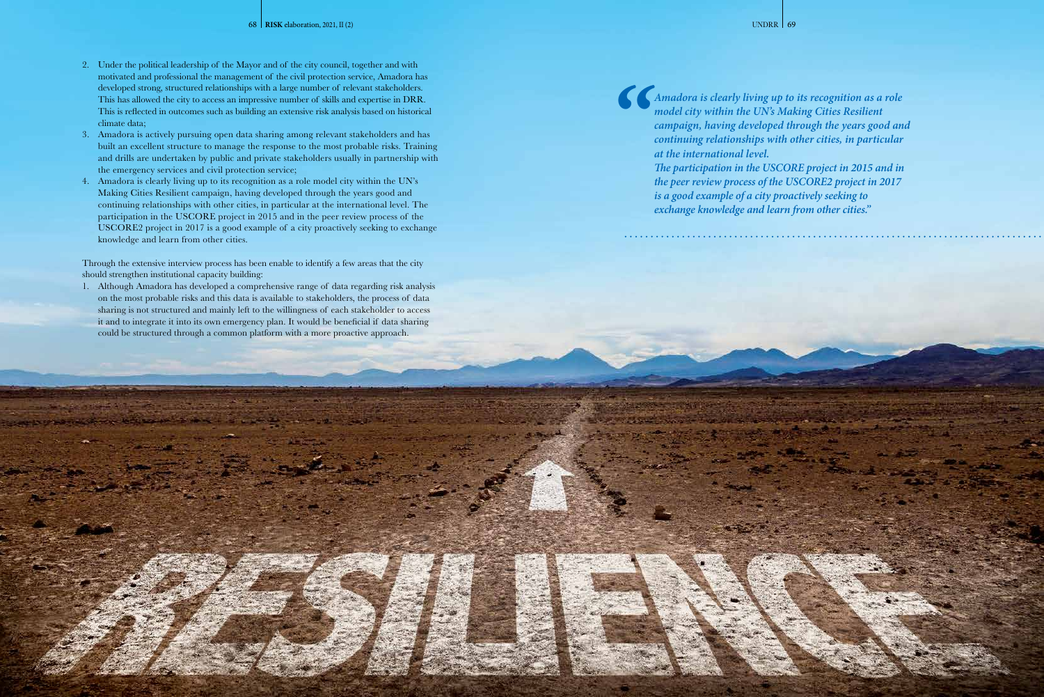2. Under the political leadership of the Mayor and of the city council, together and with motivated and professional the management of the civil protection service, Amadora has developed strong, structured relationships with a large number of relevant stakeholders. This has allowed the city to access an impressive number of skills and expertise in DRR. This is reflected in outcomes such as building an extensive risk analysis based on historical climate data;
3. Amadora is actively pursuing open data sharing among relevant stakeholders and has built an excellent structure to manage the response to the most probable risks. Training and drills are undertaken by public and private stakeholders usually in partnership with the emergency services and civil protection service;
4. Amadora is clearly living up to its recognition as a role model city within the UN's Making Cities Resilient campaign, having developed through the years good and continuing relationships with other cities, in particular at the international level. The participation in the USCORE project in 2015 and in the peer review process of the USCORE2 project in 2017 is a good example of a city proactively seeking to exchange knowledge and learn from other cities.

Through the extensive interview process has been enable to identify a few areas that the city should strengthen institutional capacity building:

1. Although Amadora has developed a comprehensive range of data regarding risk analysis on the most probable risks and this data is available to stakeholders, the process of data sharing is not structured and mainly left to the willingness of each stakeholder to access it and to integrate it into its own emergency plan. It would be beneficial if data sharing could be structured through a common platform with a more proactive approach.

> *"Amadora is clearly living up to its recognition as a role model city within the UN's Making Cities Resilient campaign, having developed through the years good and continuing relationships with other cities, in particular at the international level.*
> *The participation in the USCORE project in 2015 and in the peer review process of the USCORE2 project in 2017 is a good example of a city proactively seeking to exchange knowledge and learn from other cities."*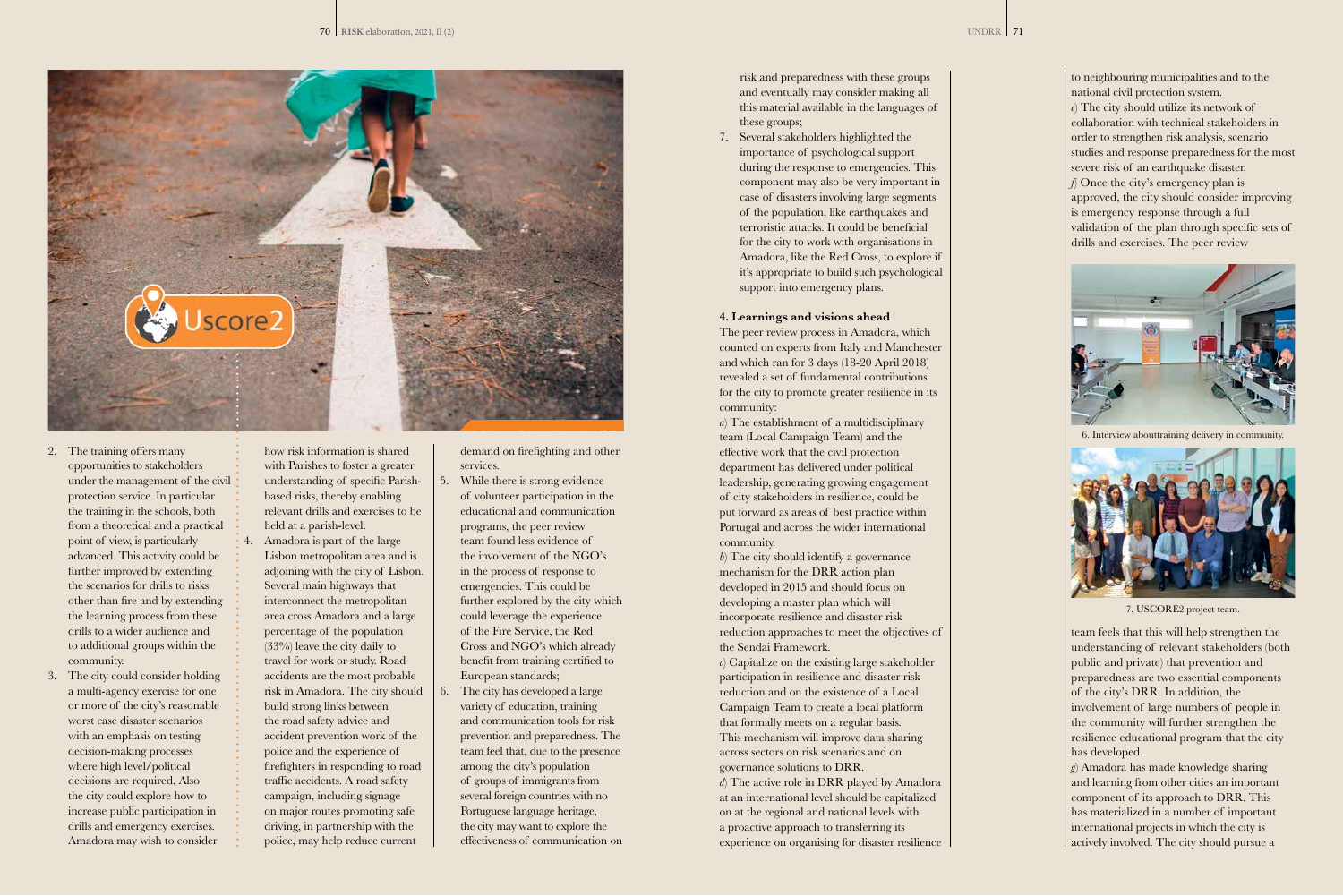2. The training offers many opportunities to stakeholders under the management of the civil protection service. In particular the training in the schools, both from a theoretical and a practical point of view, is particularly advanced. This activity could be further improved by extending the scenarios for drills to risks other than fire and by extending the learning process from these drills to a wider audience and to additional groups within the community.
3. The city could consider holding a multi-agency exercise for one or more of the city's reasonable worst case disaster scenarios with an emphasis on testing decision-making processes where high level/political decisions are required. Also the city could explore how to increase public participation in drills and emergency exercises. Amadora may wish to consider how risk information is shared with Parishes to foster a greater understanding of specific Parish-based risks, thereby enabling relevant drills and exercises to be held at a parish-level.
4. Amadora is part of the large Lisbon metropolitan area and is adjoining with the city of Lisbon. Several main highways that interconnect the metropolitan area cross Amadora and a large percentage of the population (33%) leave the city daily to travel for work or study. Road accidents are the most probable risk in Amadora. The city should build strong links between the road safety advice and accident prevention work of the police and the experience of firefighters in responding to road traffic accidents. A road safety campaign, including signage on major routes promoting safe driving, in partnership with the police, may help reduce current demand on firefighting and other services.
5. While there is strong evidence of volunteer participation in the educational and communication programs, the peer review team found less evidence of the involvement of the NGO's in the process of response to emergencies. This could be further explored by the city which could leverage the experience of the Fire Service, the Red Cross and NGO's which already benefit from training certified to European standards;
6. The city has developed a large variety of education, training and communication tools for risk prevention and preparedness. The team feel that, due to the presence among the city's population of groups of immigrants from several foreign countries with no Portuguese language heritage, the city may want to explore the effectiveness of communication on risk and preparedness with these groups and eventually may consider making all this material available in the languages of these groups;
7. Several stakeholders highlighted the importance of psychological support during the response to emergencies. This component may also be very important in case of disasters involving large segments of the population, like earthquakes and terroristic attacks. It could be beneficial for the city to work with organisations in Amadora, like the Red Cross, to explore if it's appropriate to build such psychological support into emergency plans.

**4. Learnings and visions ahead**

The peer review process in Amadora, which counted on experts from Italy and Manchester and which ran for 3 days (18-20 April 2018) revealed a set of fundamental contributions for the city to promote greater resilience in its community:

*a*) The establishment of a multidisciplinary team (Local Campaign Team) and the effective work that the civil protection department has delivered under political leadership, generating growing engagement of city stakeholders in resilience, could be put forward as areas of best practice within Portugal and across the wider international community.

*b*) The city should identify a governance mechanism for the DRR action plan developed in 2015 and should focus on developing a master plan which will incorporate resilience and disaster risk reduction approaches to meet the objectives of the Sendai Framework.

*c*) Capitalize on the existing large stakeholder participation in resilience and disaster risk reduction and on the existence of a Local Campaign Team to create a local platform that formally meets on a regular basis. This mechanism will improve data sharing across sectors on risk scenarios and on governance solutions to DRR.

*d*) The active role in DRR played by Amadora at an international level should be capitalized on at the regional and national levels with a proactive approach to transferring its experience on organising for disaster resilience to neighbouring municipalities and to the national civil protection system.

*e*) The city should utilize its network of collaboration with technical stakeholders in order to strengthen risk analysis, scenario studies and response preparedness for the most severe risk of an earthquake disaster.

*f*) Once the city's emergency plan is approved, the city should consider improving is emergency response through a full validation of the plan through specific sets of drills and exercises. The peer review team feels that this will help strengthen the understanding of relevant stakeholders (both public and private) that prevention and preparedness are two essential components of the city's DRR. In addition, the involvement of large numbers of people in the community will further strengthen the resilience educational program that the city has developed.

*g*) Amadora has made knowledge sharing and learning from other cities an important component of its approach to DRR. This has materialized in a number of important international projects in which the city is actively involved. The city should pursue a

6. Interview abouttraining delivery in community.

7. USCORE2 project team.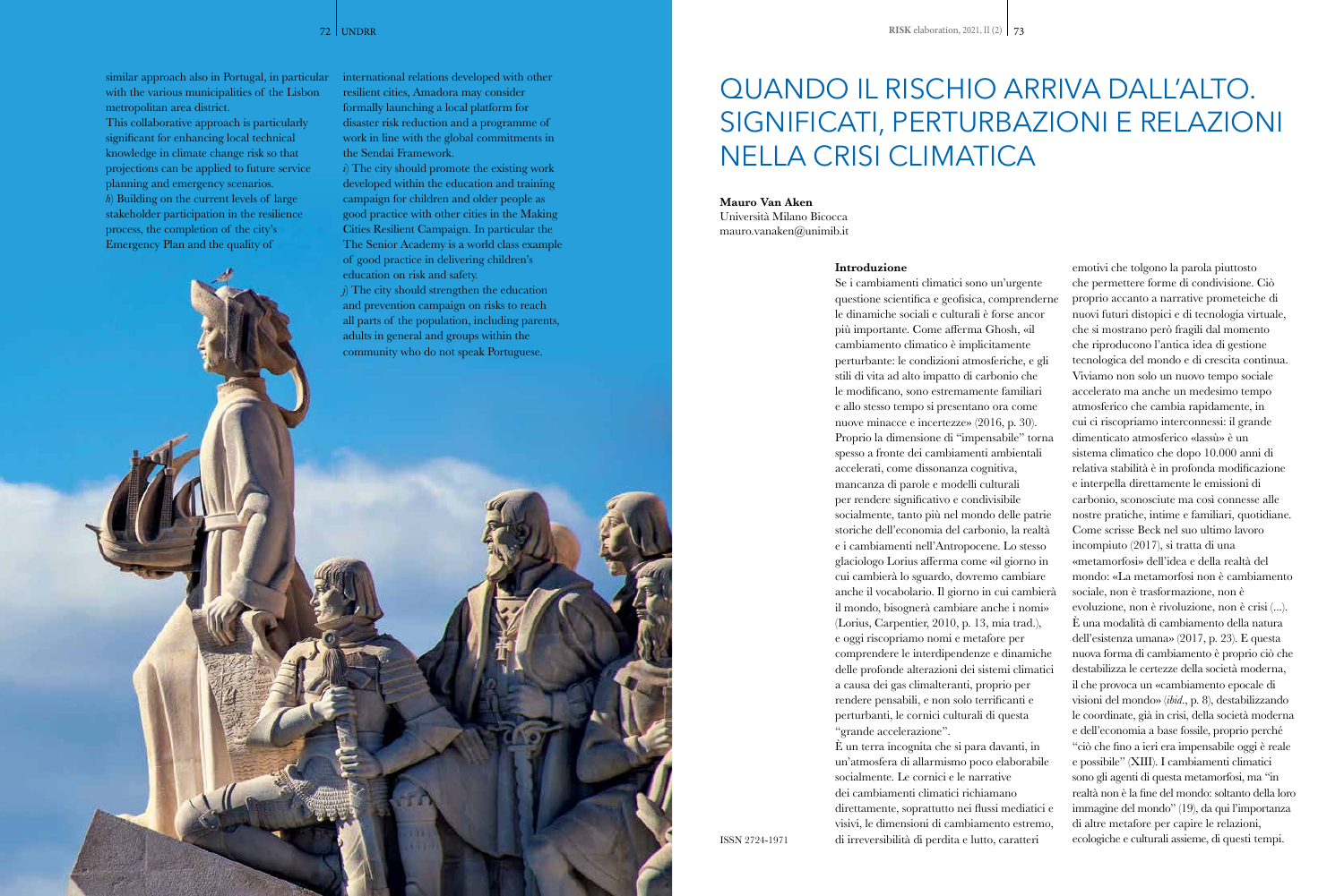similar approach also in Portugal, in particular with the various municipalities of the Lisbon metropolitan area district.

This collaborative approach is particularly significant for enhancing local technical knowledge in climate change risk so that projections can be applied to future service planning and emergency scenarios.

*h*) Building on the current levels of large stakeholder participation in the resilience process, the completion of the city's Emergency Plan and the quality of international relations developed with other resilient cities, Amadora may consider formally launching a local platform for disaster risk reduction and a programme of work in line with the global commitments in the Sendai Framework.

*i*) The city should promote the existing work developed within the education and training campaign for children and older people as good practice with other cities in the Making Cities Resilient Campaign. In particular the The Senior Academy is a world class example of good practice in delivering children's education on risk and safety.

*j*) The city should strengthen the education and prevention campaign on risks to reach all parts of the population, including parents, adults in general and groups within the community who do not speak Portuguese.

# QUANDO IL RISCHIO ARRIVA DALL'ALTO. SIGNIFICATI, PERTURBAZIONI E RELAZIONI NELLA CRISI CLIMATICA

**Mauro Van Aken**
Università Milano Bicocca
mauro.vanaken@unimib.it

ISSN 2724-1971

### Introduzione

Se i cambiamenti climatici sono un'urgente questione scientifica e geofisica, comprenderne le dinamiche sociali e culturali è forse ancor più importante. Come afferma Ghosh, «il cambiamento climatico è implicitamente perturbante: le condizioni atmosferiche, e gli stili di vita ad alto impatto di carbonio che le modificano, sono estremamente familiari e allo stesso tempo si presentano ora come nuove minacce e incertezze» (2016, p. 30). Proprio la dimensione di "impensabile" torna spesso a fronte dei cambiamenti ambientali accelerati, come dissonanza cognitiva, mancanza di parole e modelli culturali per rendere significativo e condivisibile socialmente, tanto più nel mondo delle patrie storiche dell'economia del carbonio, la realtà e i cambiamenti nell'Antropocene. Lo stesso glaciologo Lorius afferma come «il giorno in cui cambierà lo sguardo, dovremo cambiare anche il vocabolario. Il giorno in cui cambierà il mondo, bisognerà cambiare anche i nomi» (Lorius, Carpentier, 2010, p. 13, mia trad.), e oggi riscopriamo nomi e metafore per comprendere le interdipendenze e dinamiche delle profonde alterazioni dei sistemi climatici a causa dei gas climalteranti, proprio per rendere pensabili, e non solo terrificanti e perturbanti, le cornici culturali di questa "grande accelerazione".

È un terra incognita che si para davanti, in un'atmosfera di allarmismo poco elaborabile socialmente. Le cornici e le narrative dei cambiamenti climatici richiamano direttamente, soprattutto nei flussi mediatici e visivi, le dimensioni di cambiamento estremo, di irreversibilità di perdita e lutto, caratteri emotivi che tolgono la parola piuttosto che permettere forme di condivisione. Ciò proprio accanto a narrative prometeiche di nuovi futuri distopici e di tecnologia virtuale, che si mostrano però fragili dal momento che riproducono l'antica idea di gestione tecnologica del mondo e di crescita continua. Viviamo non solo un nuovo tempo sociale accelerato ma anche un medesimo tempo atmosferico che cambia rapidamente, in cui ci riscopriamo interconnessi: il grande dimenticato atmosferico «lassù» è un sistema climatico che dopo 10.000 anni di relativa stabilità è in profonda modificazione e interpella direttamente le emissioni di carbonio, sconosciute ma così connesse alle nostre pratiche, intime e familiari, quotidiane. Come scrisse Beck nel suo ultimo lavoro incompiuto (2017), si tratta di una «metamorfosi» dell'idea e della realtà del mondo: «La metamorfosi non è cambiamento sociale, non è trasformazione, non è evoluzione, non è rivoluzione, non è crisi (...). È una modalità di cambiamento della natura dell'esistenza umana» (2017, p. 23). E questa nuova forma di cambiamento è proprio ciò che destabilizza le certezze della società moderna, il che provoca un «cambiamento epocale di visioni del mondo» (*ibid.*, p. 8), destabilizzando le coordinate, già in crisi, della società moderna e dell'economia a base fossile, proprio perché "ciò che fino a ieri era impensabile oggi è reale e possibile" (XIII). I cambiamenti climatici sono gli agenti di questa metamorfosi, ma "in realtà non è la fine del mondo: soltanto della loro immagine del mondo" (19), da qui l'importanza di altre metafore per capire le relazioni, ecologiche e culturali assieme, di questi tempi.